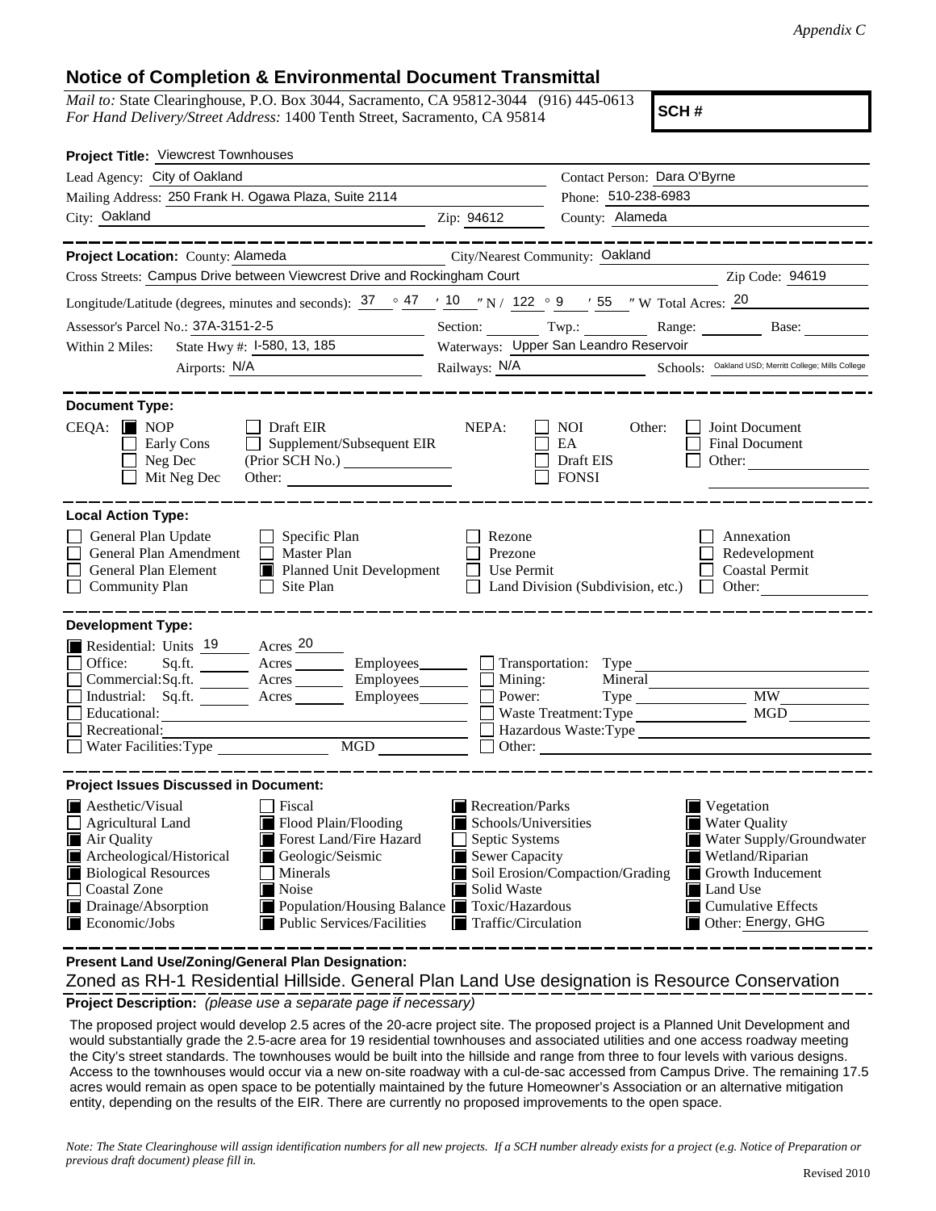*Appendix C*

## Notice of Completion & Environmental Document Transmittal

*Mail to:* State Clearinghouse, P.O. Box 3044, Sacramento, CA 95812-3044 (916) 445-0613
*For Hand Delivery/Street Address:* 1400 Tenth Street, Sacramento, CA 95814

**SCH #**

**Project Title:** Viewcrest Townhouses

Lead Agency: City of Oakland — Contact Person: Dara O'Byrne

Mailing Address: 250 Frank H. Ogawa Plaza, Suite 2114 — Phone: 510-238-6983

City: Oakland — Zip: 94612 — County: Alameda

---

**Project Location:** County: Alameda — City/Nearest Community: Oakland

Cross Streets: Campus Drive between Viewcrest Drive and Rockingham Court — Zip Code: 94619

Longitude/Latitude (degrees, minutes and seconds): 37 ° 47 ′ 10 ″ N / 122 ° 9 ′ 55 ″ W Total Acres: 20

Assessor's Parcel No.: 37A-3151-2-5 — Section: ____ Twp.: ____ Range: ____ Base: ____

Within 2 Miles: State Hwy #: I-580, 13, 185 — Waterways: Upper San Leandro Reservoir

Airports: N/A — Railways: N/A — Schools: Oakland USD; Merritt College; Mills College

---

**Document Type:**

CEQA: ■ NOP ☐ Draft EIR ☐ Early Cons ☐ Supplement/Subsequent EIR ☐ Neg Dec (Prior SCH No.) ____ ☐ Mit Neg Dec Other: ____

NEPA: ☐ NOI ☐ EA ☐ Draft EIS ☐ FONSI

Other: ☐ Joint Document ☐ Final Document ☐ Other: ____

---

**Local Action Type:**

☐ General Plan Update ☐ Specific Plan ☐ Rezone ☐ Annexation
☐ General Plan Amendment ☐ Master Plan ☐ Prezone ☐ Redevelopment
☐ General Plan Element ■ Planned Unit Development ☐ Use Permit ☐ Coastal Permit
☐ Community Plan ☐ Site Plan ☐ Land Division (Subdivision, etc.) ☐ Other: ____

---

**Development Type:**

■ Residential: Units 19 Acres 20
☐ Office: Sq.ft. ____ Acres ____ Employees ____
☐ Commercial: Sq.ft. ____ Acres ____ Employees ____
☐ Industrial: Sq.ft. ____ Acres ____ Employees ____
☐ Educational: ____
☐ Recreational: ____
☐ Water Facilities: Type ____ MGD ____
☐ Transportation: Type ____
☐ Mining: Mineral ____
☐ Power: Type ____ MW ____
☐ Waste Treatment: Type ____ MGD ____
☐ Hazardous Waste: Type ____
☐ Other: ____

---

**Project Issues Discussed in Document:**

■ Aesthetic/Visual ☐ Fiscal ■ Recreation/Parks ■ Vegetation
☐ Agricultural Land ■ Flood Plain/Flooding ■ Schools/Universities ■ Water Quality
■ Air Quality ■ Forest Land/Fire Hazard ☐ Septic Systems ■ Water Supply/Groundwater
■ Archeological/Historical ■ Geologic/Seismic ■ Sewer Capacity ■ Wetland/Riparian
■ Biological Resources ☐ Minerals ■ Soil Erosion/Compaction/Grading ■ Growth Inducement
☐ Coastal Zone ■ Noise ■ Solid Waste ■ Land Use
■ Drainage/Absorption ■ Population/Housing Balance ■ Toxic/Hazardous ■ Cumulative Effects
■ Economic/Jobs ■ Public Services/Facilities ■ Traffic/Circulation ■ Other: Energy, GHG

---

**Present Land Use/Zoning/General Plan Designation:**

Zoned as RH-1 Residential Hillside. General Plan Land Use designation is Resource Conservation

**Project Description:** *(please use a separate page if necessary)*

The proposed project would develop 2.5 acres of the 20-acre project site. The proposed project is a Planned Unit Development and would substantially grade the 2.5-acre area for 19 residential townhouses and associated utilities and one access roadway meeting the City's street standards. The townhouses would be built into the hillside and range from three to four levels with various designs. Access to the townhouses would occur via a new on-site roadway with a cul-de-sac accessed from Campus Drive. The remaining 17.5 acres would remain as open space to be potentially maintained by the future Homeowner's Association or an alternative mitigation entity, depending on the results of the EIR. There are currently no proposed improvements to the open space.

*Note: The State Clearinghouse will assign identification numbers for all new projects. If a SCH number already exists for a project (e.g. Notice of Preparation or previous draft document) please fill in.*

Revised 2010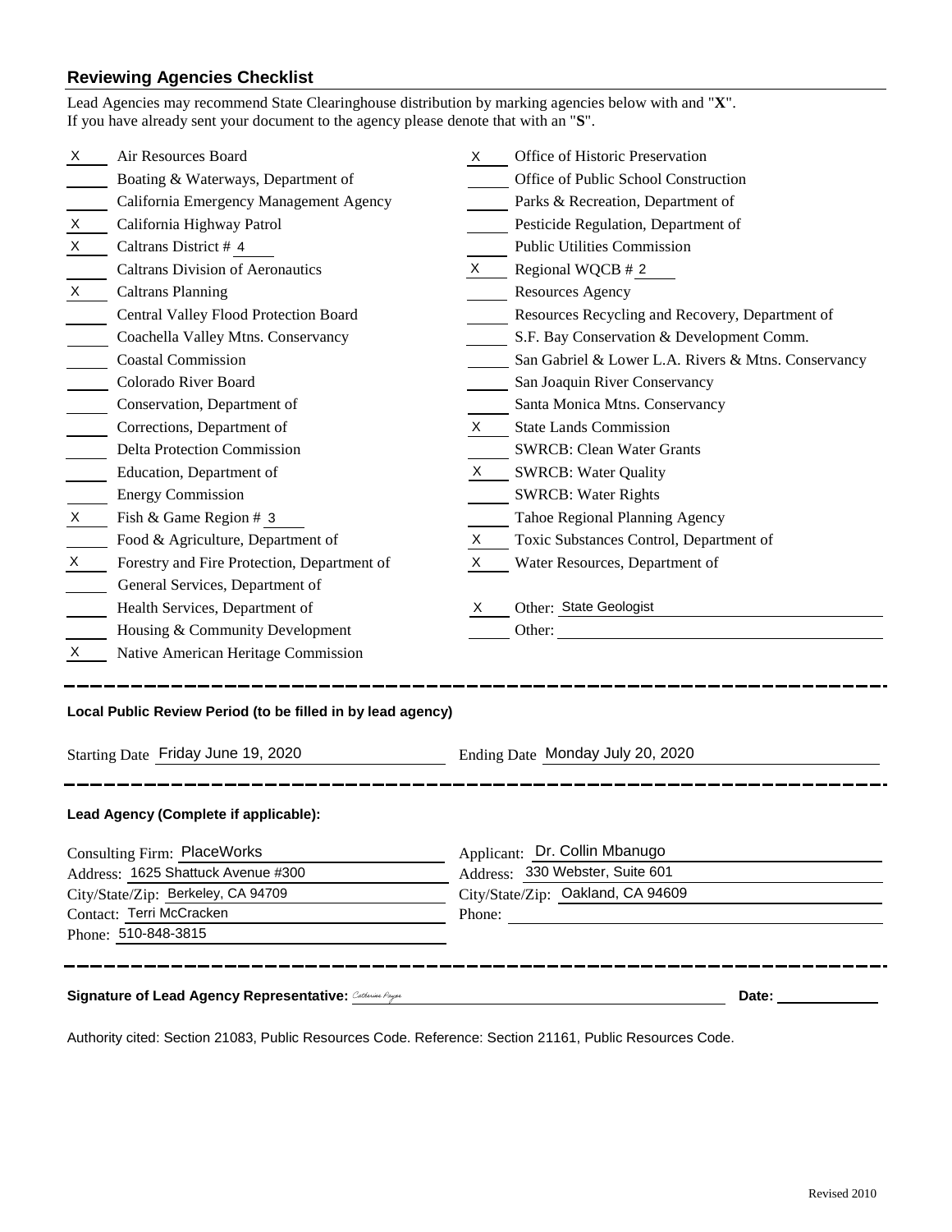## Reviewing Agencies Checklist

Lead Agencies may recommend State Clearinghouse distribution by marking agencies below with and "**X**".
If you have already sent your document to the agency please denote that with an "**S**".

| | | | |
|---|---|---|---|
| X | Air Resources Board | X | Office of Historic Preservation |
| | Boating & Waterways, Department of | | Office of Public School Construction |
| | California Emergency Management Agency | | Parks & Recreation, Department of |
| X | California Highway Patrol | | Pesticide Regulation, Department of |
| X | Caltrans District # 4 | | Public Utilities Commission |
| | Caltrans Division of Aeronautics | X | Regional WQCB # 2 |
| X | Caltrans Planning | | Resources Agency |
| | Central Valley Flood Protection Board | | Resources Recycling and Recovery, Department of |
| | Coachella Valley Mtns. Conservancy | | S.F. Bay Conservation & Development Comm. |
| | Coastal Commission | | San Gabriel & Lower L.A. Rivers & Mtns. Conservancy |
| | Colorado River Board | | San Joaquin River Conservancy |
| | Conservation, Department of | | Santa Monica Mtns. Conservancy |
| | Corrections, Department of | X | State Lands Commission |
| | Delta Protection Commission | | SWRCB: Clean Water Grants |
| | Education, Department of | X | SWRCB: Water Quality |
| | Energy Commission | | SWRCB: Water Rights |
| X | Fish & Game Region # 3 | | Tahoe Regional Planning Agency |
| | Food & Agriculture, Department of | X | Toxic Substances Control, Department of |
| X | Forestry and Fire Protection, Department of | X | Water Resources, Department of |
| | General Services, Department of | | |
| | Health Services, Department of | X | Other: State Geologist |
| | Housing & Community Development | | Other: |
| X | Native American Heritage Commission | | |

**Local Public Review Period (to be filled in by lead agency)**

Starting Date Friday June 19, 2020

Ending Date Monday July 20, 2020

**Lead Agency (Complete if applicable):**

Consulting Firm: PlaceWorks
Address: 1625 Shattuck Avenue #300
City/State/Zip: Berkeley, CA 94709
Contact: Terri McCracken
Phone: 510-848-3815

Applicant: Dr. Collin Mbanugo
Address: 330 Webster, Suite 601
City/State/Zip: Oakland, CA 94609
Phone:

**Signature of Lead Agency Representative:** Catherine Payne **Date:**

Authority cited: Section 21083, Public Resources Code. Reference: Section 21161, Public Resources Code.

Revised 2010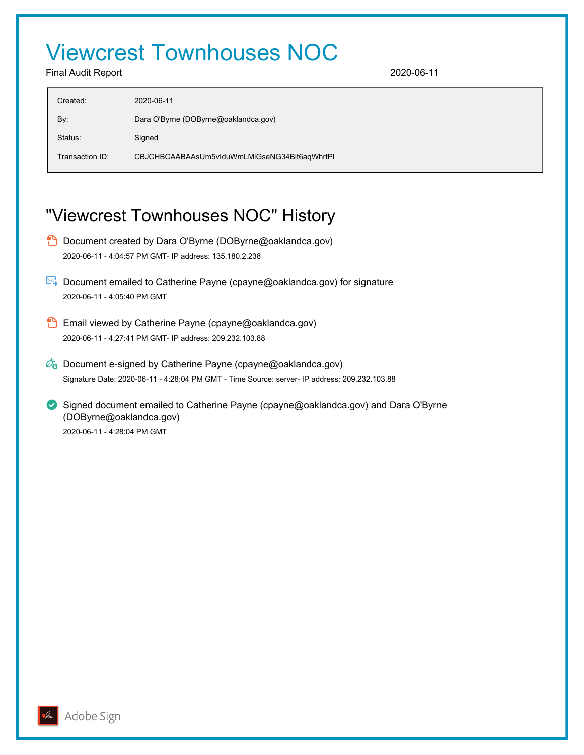# Viewcrest Townhouses NOC

Final Audit Report 2020-06-11

| | |
|---|---|
| Created: | 2020-06-11 |
| By: | Dara O'Byrne (DOByrne@oaklandca.gov) |
| Status: | Signed |
| Transaction ID: | CBJCHBCAABAAsUm5vIduWmLMiGseNG34Bit6aqWhrtPl |

## "Viewcrest Townhouses NOC" History

- Document created by Dara O'Byrne (DOByrne@oaklandca.gov)
  2020-06-11 - 4:04:57 PM GMT- IP address: 135.180.2.238

- Document emailed to Catherine Payne (cpayne@oaklandca.gov) for signature
  2020-06-11 - 4:05:40 PM GMT

- Email viewed by Catherine Payne (cpayne@oaklandca.gov)
  2020-06-11 - 4:27:41 PM GMT- IP address: 209.232.103.88

- Document e-signed by Catherine Payne (cpayne@oaklandca.gov)
  Signature Date: 2020-06-11 - 4:28:04 PM GMT - Time Source: server- IP address: 209.232.103.88

- Signed document emailed to Catherine Payne (cpayne@oaklandca.gov) and Dara O'Byrne (DOByrne@oaklandca.gov)
  2020-06-11 - 4:28:04 PM GMT

Adobe Sign